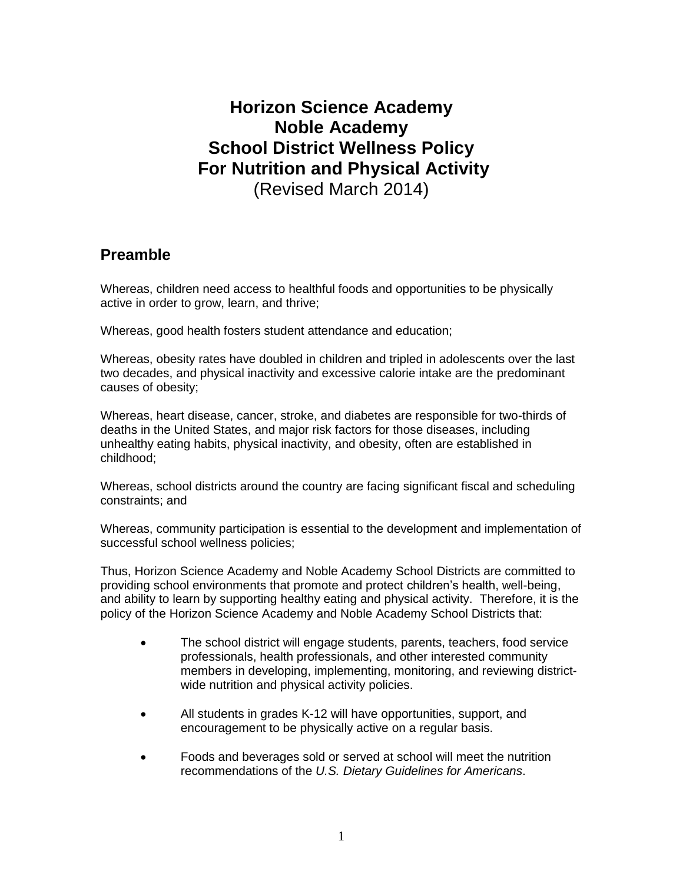# Horizon Science Academy
# Noble Academy
# School District Wellness Policy
# For Nutrition and Physical Activity

(Revised March 2014)

## Preamble

Whereas, children need access to healthful foods and opportunities to be physically active in order to grow, learn, and thrive;

Whereas, good health fosters student attendance and education;

Whereas, obesity rates have doubled in children and tripled in adolescents over the last two decades, and physical inactivity and excessive calorie intake are the predominant causes of obesity;

Whereas, heart disease, cancer, stroke, and diabetes are responsible for two-thirds of deaths in the United States, and major risk factors for those diseases, including unhealthy eating habits, physical inactivity, and obesity, often are established in childhood;

Whereas, school districts around the country are facing significant fiscal and scheduling constraints; and

Whereas, community participation is essential to the development and implementation of successful school wellness policies;

Thus, Horizon Science Academy and Noble Academy School Districts are committed to providing school environments that promote and protect children's health, well-being, and ability to learn by supporting healthy eating and physical activity. Therefore, it is the policy of the Horizon Science Academy and Noble Academy School Districts that:

- The school district will engage students, parents, teachers, food service professionals, health professionals, and other interested community members in developing, implementing, monitoring, and reviewing district-wide nutrition and physical activity policies.
- All students in grades K-12 will have opportunities, support, and encouragement to be physically active on a regular basis.
- Foods and beverages sold or served at school will meet the nutrition recommendations of the *U.S. Dietary Guidelines for Americans*.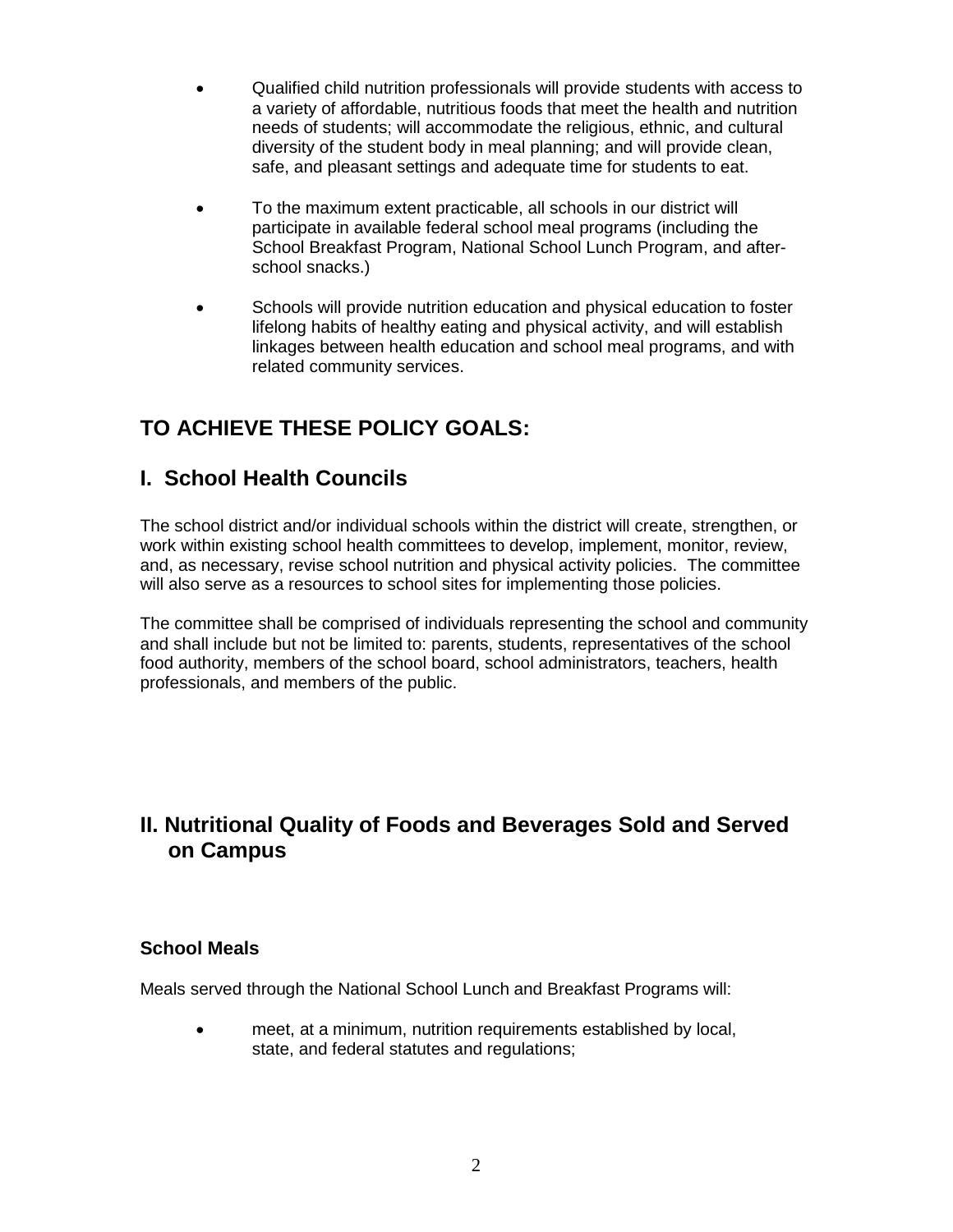- Qualified child nutrition professionals will provide students with access to a variety of affordable, nutritious foods that meet the health and nutrition needs of students; will accommodate the religious, ethnic, and cultural diversity of the student body in meal planning; and will provide clean, safe, and pleasant settings and adequate time for students to eat.

- To the maximum extent practicable, all schools in our district will participate in available federal school meal programs (including the School Breakfast Program, National School Lunch Program, and after-school snacks.)

- Schools will provide nutrition education and physical education to foster lifelong habits of healthy eating and physical activity, and will establish linkages between health education and school meal programs, and with related community services.

## TO ACHIEVE THESE POLICY GOALS:

## I. School Health Councils

The school district and/or individual schools within the district will create, strengthen, or work within existing school health committees to develop, implement, monitor, review, and, as necessary, revise school nutrition and physical activity policies. The committee will also serve as a resources to school sites for implementing those policies.

The committee shall be comprised of individuals representing the school and community and shall include but not be limited to: parents, students, representatives of the school food authority, members of the school board, school administrators, teachers, health professionals, and members of the public.

## II. Nutritional Quality of Foods and Beverages Sold and Served on Campus

### School Meals

Meals served through the National School Lunch and Breakfast Programs will:

- meet, at a minimum, nutrition requirements established by local, state, and federal statutes and regulations;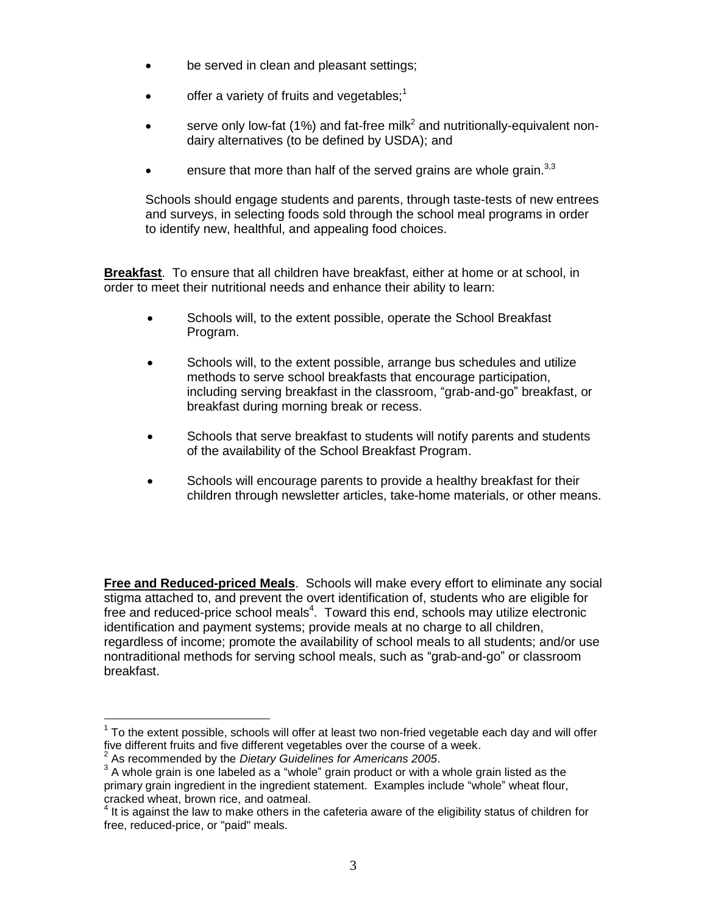- be served in clean and pleasant settings;
- offer a variety of fruits and vegetables;[1]
- serve only low-fat (1%) and fat-free milk[2] and nutritionally-equivalent non-dairy alternatives (to be defined by USDA); and
- ensure that more than half of the served grains are whole grain.[3,3]

Schools should engage students and parents, through taste-tests of new entrees and surveys, in selecting foods sold through the school meal programs in order to identify new, healthful, and appealing food choices.

**Breakfast**. To ensure that all children have breakfast, either at home or at school, in order to meet their nutritional needs and enhance their ability to learn:

- Schools will, to the extent possible, operate the School Breakfast Program.
- Schools will, to the extent possible, arrange bus schedules and utilize methods to serve school breakfasts that encourage participation, including serving breakfast in the classroom, "grab-and-go" breakfast, or breakfast during morning break or recess.
- Schools that serve breakfast to students will notify parents and students of the availability of the School Breakfast Program.
- Schools will encourage parents to provide a healthy breakfast for their children through newsletter articles, take-home materials, or other means.

**Free and Reduced-priced Meals**. Schools will make every effort to eliminate any social stigma attached to, and prevent the overt identification of, students who are eligible for free and reduced-price school meals[4]. Toward this end, schools may utilize electronic identification and payment systems; provide meals at no charge to all children, regardless of income; promote the availability of school meals to all students; and/or use nontraditional methods for serving school meals, such as "grab-and-go" or classroom breakfast.

---

[1] To the extent possible, schools will offer at least two non-fried vegetable each day and will offer five different fruits and five different vegetables over the course of a week.

[2] As recommended by the *Dietary Guidelines for Americans 2005*.

[3] A whole grain is one labeled as a "whole" grain product or with a whole grain listed as the primary grain ingredient in the ingredient statement. Examples include "whole" wheat flour, cracked wheat, brown rice, and oatmeal.

[4] It is against the law to make others in the cafeteria aware of the eligibility status of children for free, reduced-price, or "paid" meals.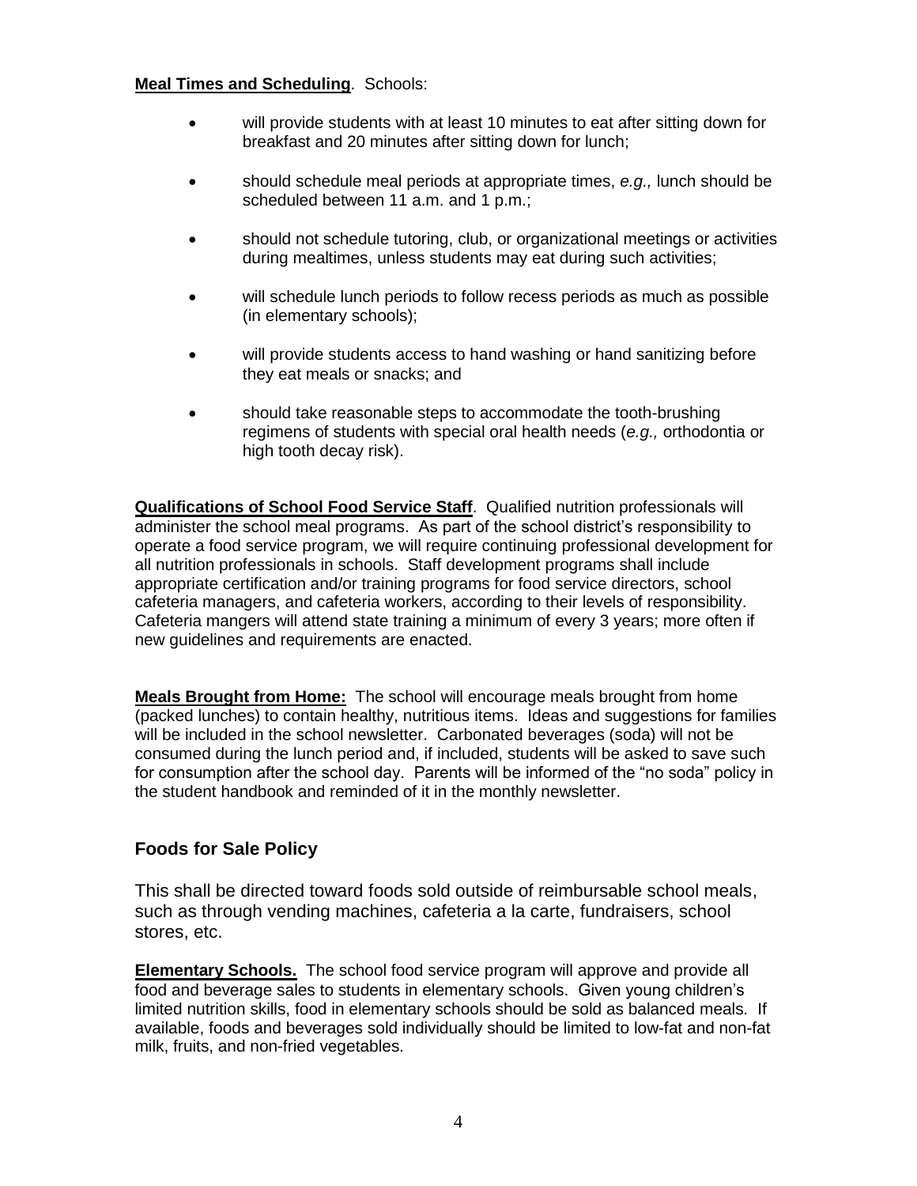**Meal Times and Scheduling**. Schools:

- will provide students with at least 10 minutes to eat after sitting down for breakfast and 20 minutes after sitting down for lunch;
- should schedule meal periods at appropriate times, *e.g.,* lunch should be scheduled between 11 a.m. and 1 p.m.;
- should not schedule tutoring, club, or organizational meetings or activities during mealtimes, unless students may eat during such activities;
- will schedule lunch periods to follow recess periods as much as possible (in elementary schools);
- will provide students access to hand washing or hand sanitizing before they eat meals or snacks; and
- should take reasonable steps to accommodate the tooth-brushing regimens of students with special oral health needs (*e.g.,* orthodontia or high tooth decay risk).

**Qualifications of School Food Service Staff**. Qualified nutrition professionals will administer the school meal programs. As part of the school district's responsibility to operate a food service program, we will require continuing professional development for all nutrition professionals in schools. Staff development programs shall include appropriate certification and/or training programs for food service directors, school cafeteria managers, and cafeteria workers, according to their levels of responsibility. Cafeteria mangers will attend state training a minimum of every 3 years; more often if new guidelines and requirements are enacted.

**Meals Brought from Home:** The school will encourage meals brought from home (packed lunches) to contain healthy, nutritious items. Ideas and suggestions for families will be included in the school newsletter. Carbonated beverages (soda) will not be consumed during the lunch period and, if included, students will be asked to save such for consumption after the school day. Parents will be informed of the "no soda" policy in the student handbook and reminded of it in the monthly newsletter.

## Foods for Sale Policy

This shall be directed toward foods sold outside of reimbursable school meals, such as through vending machines, cafeteria a la carte, fundraisers, school stores, etc.

**Elementary Schools.** The school food service program will approve and provide all food and beverage sales to students in elementary schools. Given young children's limited nutrition skills, food in elementary schools should be sold as balanced meals. If available, foods and beverages sold individually should be limited to low-fat and non-fat milk, fruits, and non-fried vegetables.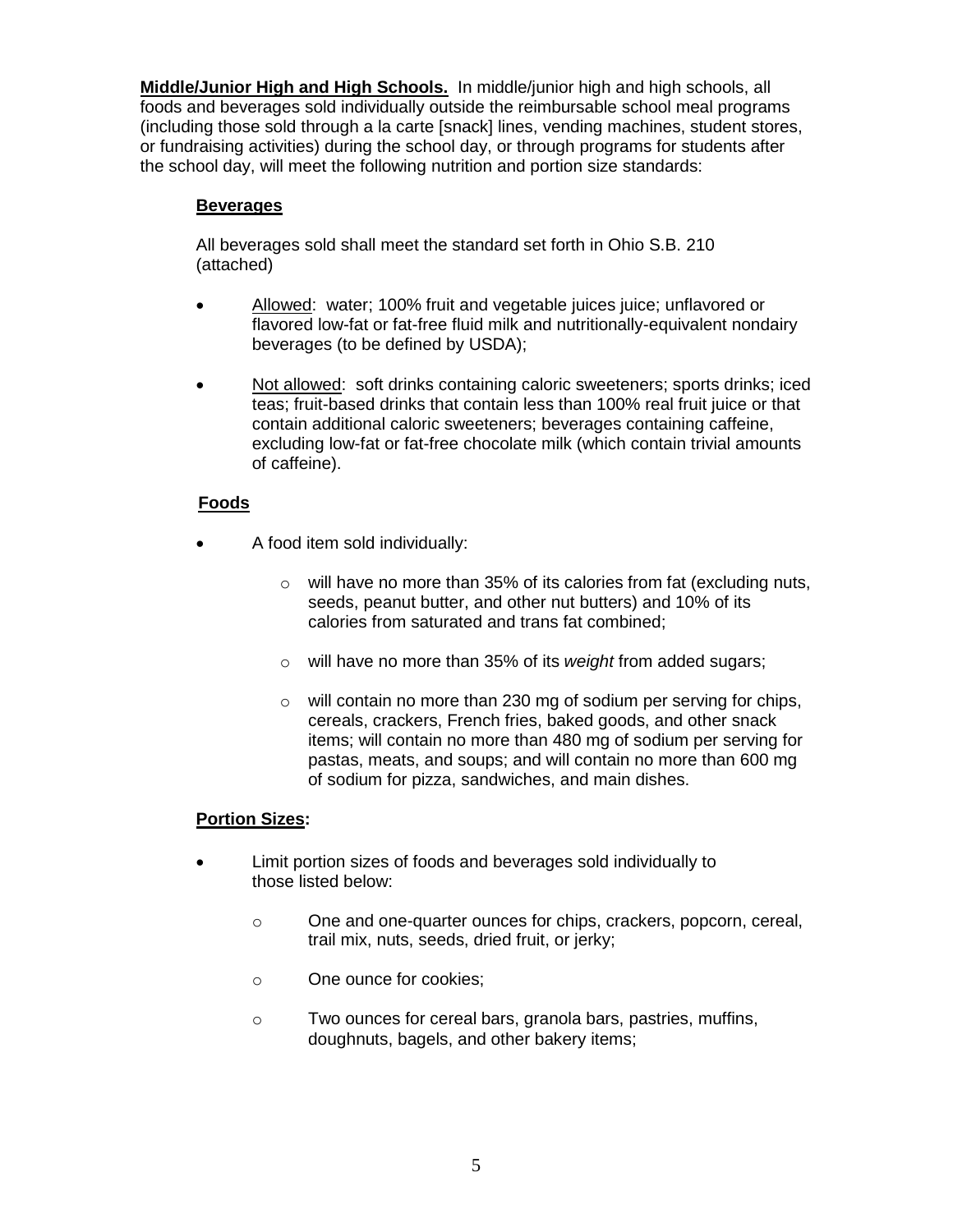**Middle/Junior High and High Schools.** In middle/junior high and high schools, all foods and beverages sold individually outside the reimbursable school meal programs (including those sold through a la carte [snack] lines, vending machines, student stores, or fundraising activities) during the school day, or through programs for students after the school day, will meet the following nutrition and portion size standards:

**Beverages**

All beverages sold shall meet the standard set forth in Ohio S.B. 210 (attached)

- Allowed: water; 100% fruit and vegetable juices juice; unflavored or flavored low-fat or fat-free fluid milk and nutritionally-equivalent nondairy beverages (to be defined by USDA);
- Not allowed: soft drinks containing caloric sweeteners; sports drinks; iced teas; fruit-based drinks that contain less than 100% real fruit juice or that contain additional caloric sweeteners; beverages containing caffeine, excluding low-fat or fat-free chocolate milk (which contain trivial amounts of caffeine).

**Foods**

- A food item sold individually:
  - will have no more than 35% of its calories from fat (excluding nuts, seeds, peanut butter, and other nut butters) and 10% of its calories from saturated and trans fat combined;
  - will have no more than 35% of its *weight* from added sugars;
  - will contain no more than 230 mg of sodium per serving for chips, cereals, crackers, French fries, baked goods, and other snack items; will contain no more than 480 mg of sodium per serving for pastas, meats, and soups; and will contain no more than 600 mg of sodium for pizza, sandwiches, and main dishes.

**Portion Sizes:**

- Limit portion sizes of foods and beverages sold individually to those listed below:
  - One and one-quarter ounces for chips, crackers, popcorn, cereal, trail mix, nuts, seeds, dried fruit, or jerky;
  - One ounce for cookies;
  - Two ounces for cereal bars, granola bars, pastries, muffins, doughnuts, bagels, and other bakery items;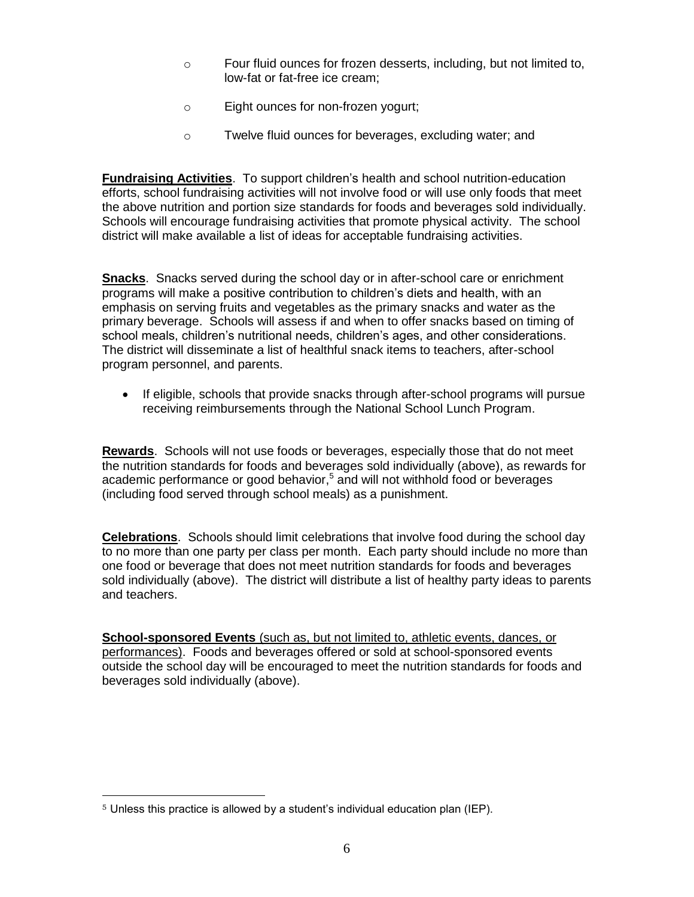- Four fluid ounces for frozen desserts, including, but not limited to, low-fat or fat-free ice cream;
- Eight ounces for non-frozen yogurt;
- Twelve fluid ounces for beverages, excluding water; and

**Fundraising Activities**. To support children's health and school nutrition-education efforts, school fundraising activities will not involve food or will use only foods that meet the above nutrition and portion size standards for foods and beverages sold individually. Schools will encourage fundraising activities that promote physical activity. The school district will make available a list of ideas for acceptable fundraising activities.

**Snacks**. Snacks served during the school day or in after-school care or enrichment programs will make a positive contribution to children's diets and health, with an emphasis on serving fruits and vegetables as the primary snacks and water as the primary beverage. Schools will assess if and when to offer snacks based on timing of school meals, children's nutritional needs, children's ages, and other considerations. The district will disseminate a list of healthful snack items to teachers, after-school program personnel, and parents.

- If eligible, schools that provide snacks through after-school programs will pursue receiving reimbursements through the National School Lunch Program.

**Rewards**. Schools will not use foods or beverages, especially those that do not meet the nutrition standards for foods and beverages sold individually (above), as rewards for academic performance or good behavior,[5] and will not withhold food or beverages (including food served through school meals) as a punishment.

**Celebrations**. Schools should limit celebrations that involve food during the school day to no more than one party per class per month. Each party should include no more than one food or beverage that does not meet nutrition standards for foods and beverages sold individually (above). The district will distribute a list of healthy party ideas to parents and teachers.

**School-sponsored Events** (such as, but not limited to, athletic events, dances, or performances). Foods and beverages offered or sold at school-sponsored events outside the school day will be encouraged to meet the nutrition standards for foods and beverages sold individually (above).

---

[5] Unless this practice is allowed by a student's individual education plan (IEP).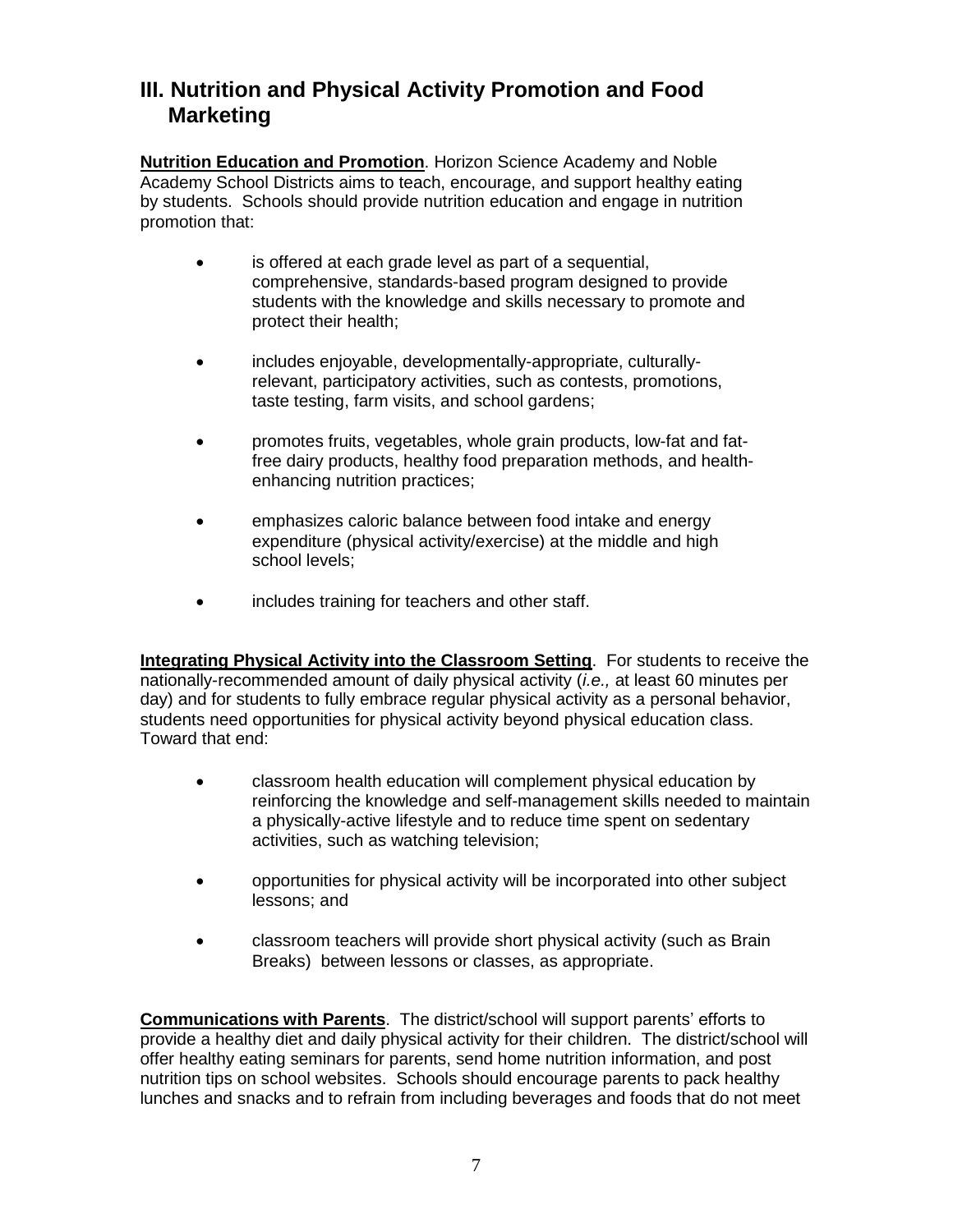## III. Nutrition and Physical Activity Promotion and Food Marketing

**Nutrition Education and Promotion**. Horizon Science Academy and Noble Academy School Districts aims to teach, encourage, and support healthy eating by students. Schools should provide nutrition education and engage in nutrition promotion that:

- is offered at each grade level as part of a sequential, comprehensive, standards-based program designed to provide students with the knowledge and skills necessary to promote and protect their health;
- includes enjoyable, developmentally-appropriate, culturally-relevant, participatory activities, such as contests, promotions, taste testing, farm visits, and school gardens;
- promotes fruits, vegetables, whole grain products, low-fat and fat-free dairy products, healthy food preparation methods, and health-enhancing nutrition practices;
- emphasizes caloric balance between food intake and energy expenditure (physical activity/exercise) at the middle and high school levels;
- includes training for teachers and other staff.

**Integrating Physical Activity into the Classroom Setting**. For students to receive the nationally-recommended amount of daily physical activity (*i.e.,* at least 60 minutes per day) and for students to fully embrace regular physical activity as a personal behavior, students need opportunities for physical activity beyond physical education class. Toward that end:

- classroom health education will complement physical education by reinforcing the knowledge and self-management skills needed to maintain a physically-active lifestyle and to reduce time spent on sedentary activities, such as watching television;
- opportunities for physical activity will be incorporated into other subject lessons; and
- classroom teachers will provide short physical activity (such as Brain Breaks) between lessons or classes, as appropriate.

**Communications with Parents**. The district/school will support parents' efforts to provide a healthy diet and daily physical activity for their children. The district/school will offer healthy eating seminars for parents, send home nutrition information, and post nutrition tips on school websites. Schools should encourage parents to pack healthy lunches and snacks and to refrain from including beverages and foods that do not meet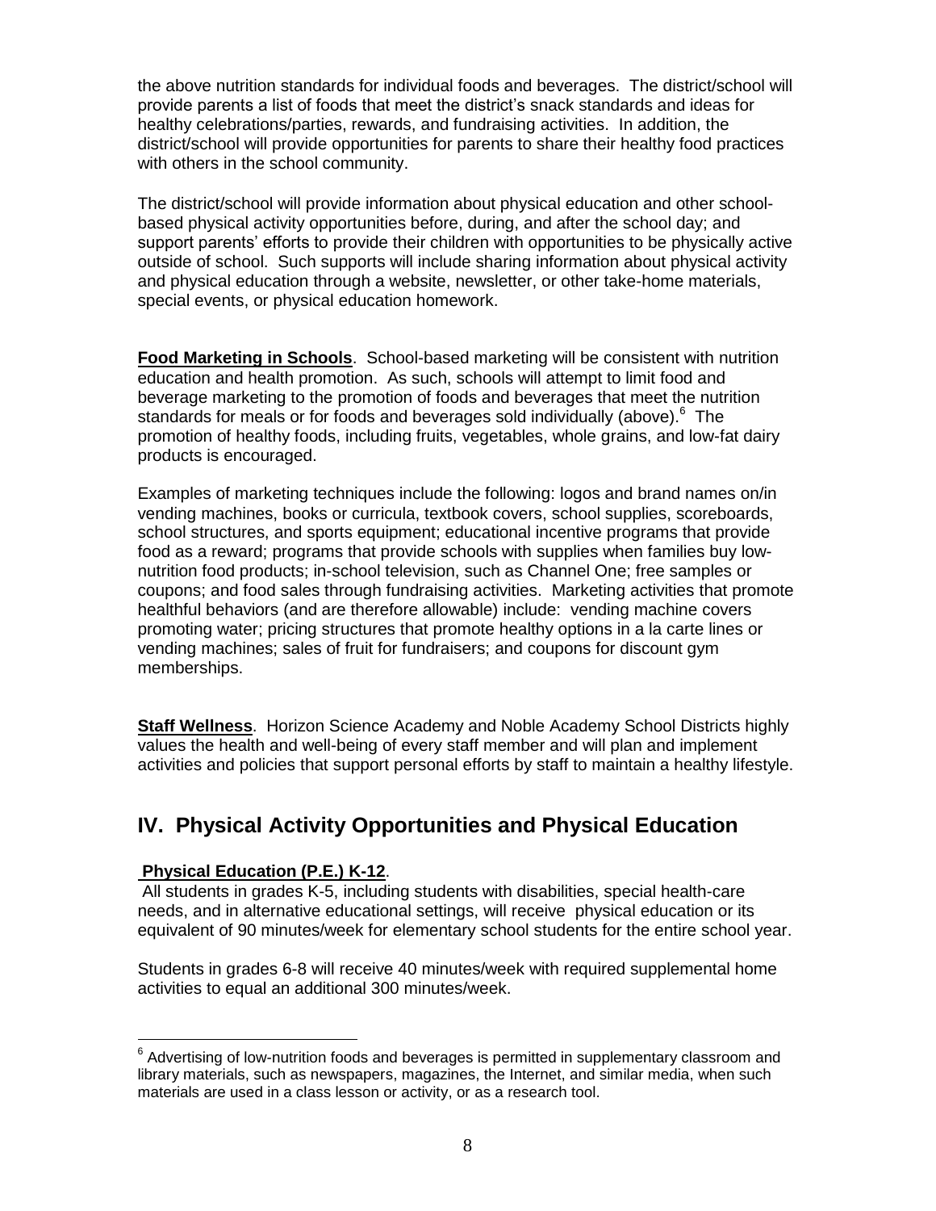the above nutrition standards for individual foods and beverages. The district/school will provide parents a list of foods that meet the district's snack standards and ideas for healthy celebrations/parties, rewards, and fundraising activities. In addition, the district/school will provide opportunities for parents to share their healthy food practices with others in the school community.

The district/school will provide information about physical education and other school-based physical activity opportunities before, during, and after the school day; and support parents' efforts to provide their children with opportunities to be physically active outside of school. Such supports will include sharing information about physical activity and physical education through a website, newsletter, or other take-home materials, special events, or physical education homework.

**Food Marketing in Schools**. School-based marketing will be consistent with nutrition education and health promotion. As such, schools will attempt to limit food and beverage marketing to the promotion of foods and beverages that meet the nutrition standards for meals or for foods and beverages sold individually (above).[6] The promotion of healthy foods, including fruits, vegetables, whole grains, and low-fat dairy products is encouraged.

Examples of marketing techniques include the following: logos and brand names on/in vending machines, books or curricula, textbook covers, school supplies, scoreboards, school structures, and sports equipment; educational incentive programs that provide food as a reward; programs that provide schools with supplies when families buy low-nutrition food products; in-school television, such as Channel One; free samples or coupons; and food sales through fundraising activities. Marketing activities that promote healthful behaviors (and are therefore allowable) include: vending machine covers promoting water; pricing structures that promote healthy options in a la carte lines or vending machines; sales of fruit for fundraisers; and coupons for discount gym memberships.

**Staff Wellness**. Horizon Science Academy and Noble Academy School Districts highly values the health and well-being of every staff member and will plan and implement activities and policies that support personal efforts by staff to maintain a healthy lifestyle.

## IV. Physical Activity Opportunities and Physical Education

**Physical Education (P.E.) K-12**.

All students in grades K-5, including students with disabilities, special health-care needs, and in alternative educational settings, will receive physical education or its equivalent of 90 minutes/week for elementary school students for the entire school year.

Students in grades 6-8 will receive 40 minutes/week with required supplemental home activities to equal an additional 300 minutes/week.

[6] Advertising of low-nutrition foods and beverages is permitted in supplementary classroom and library materials, such as newspapers, magazines, the Internet, and similar media, when such materials are used in a class lesson or activity, or as a research tool.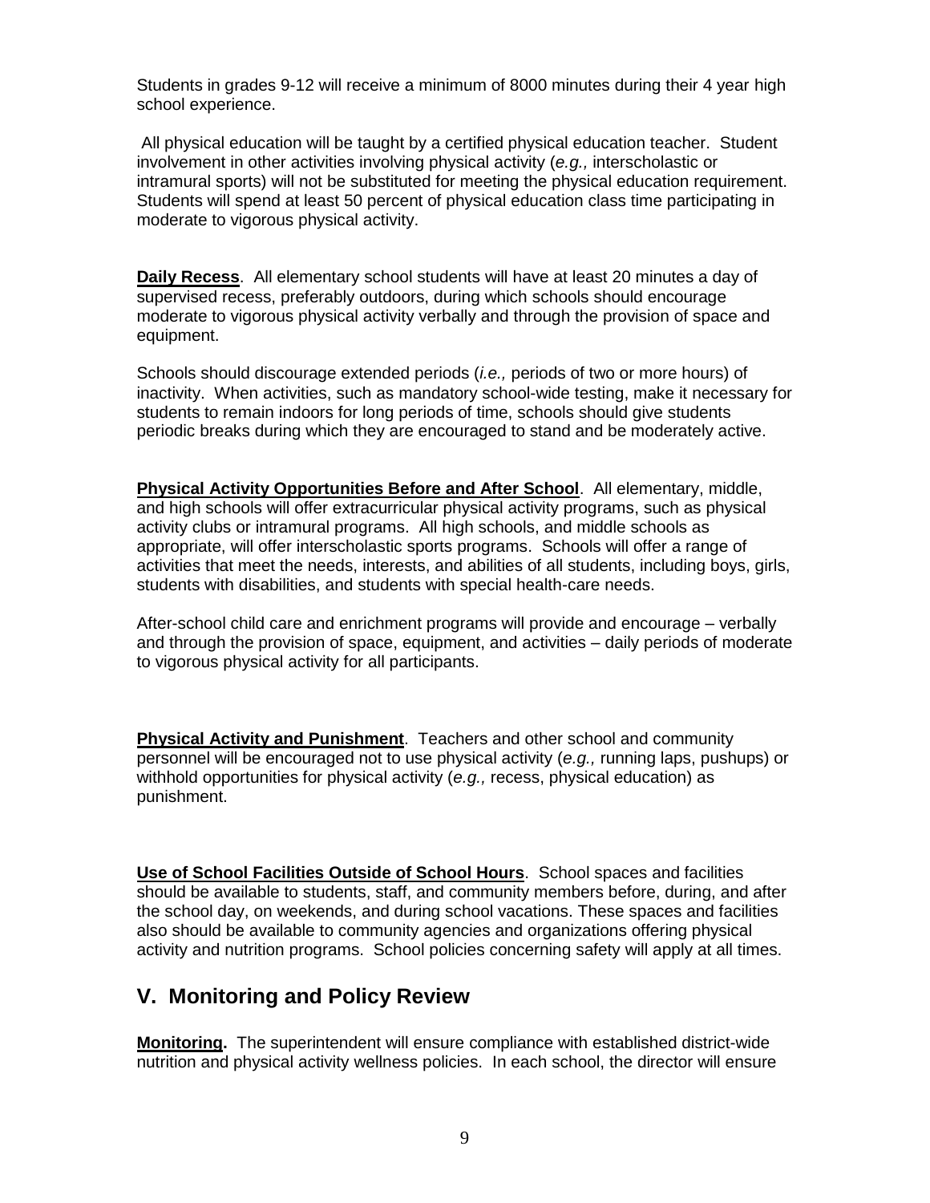Students in grades 9-12 will receive a minimum of 8000 minutes during their 4 year high school experience.

All physical education will be taught by a certified physical education teacher. Student involvement in other activities involving physical activity (*e.g.,* interscholastic or intramural sports) will not be substituted for meeting the physical education requirement. Students will spend at least 50 percent of physical education class time participating in moderate to vigorous physical activity.

**Daily Recess**. All elementary school students will have at least 20 minutes a day of supervised recess, preferably outdoors, during which schools should encourage moderate to vigorous physical activity verbally and through the provision of space and equipment.

Schools should discourage extended periods (*i.e.,* periods of two or more hours) of inactivity. When activities, such as mandatory school-wide testing, make it necessary for students to remain indoors for long periods of time, schools should give students periodic breaks during which they are encouraged to stand and be moderately active.

**Physical Activity Opportunities Before and After School**. All elementary, middle, and high schools will offer extracurricular physical activity programs, such as physical activity clubs or intramural programs. All high schools, and middle schools as appropriate, will offer interscholastic sports programs. Schools will offer a range of activities that meet the needs, interests, and abilities of all students, including boys, girls, students with disabilities, and students with special health-care needs.

After-school child care and enrichment programs will provide and encourage – verbally and through the provision of space, equipment, and activities – daily periods of moderate to vigorous physical activity for all participants.

**Physical Activity and Punishment**. Teachers and other school and community personnel will be encouraged not to use physical activity (*e.g.,* running laps, pushups) or withhold opportunities for physical activity (*e.g.,* recess, physical education) as punishment.

**Use of School Facilities Outside of School Hours**. School spaces and facilities should be available to students, staff, and community members before, during, and after the school day, on weekends, and during school vacations. These spaces and facilities also should be available to community agencies and organizations offering physical activity and nutrition programs. School policies concerning safety will apply at all times.

## V. Monitoring and Policy Review

**Monitoring.** The superintendent will ensure compliance with established district-wide nutrition and physical activity wellness policies. In each school, the director will ensure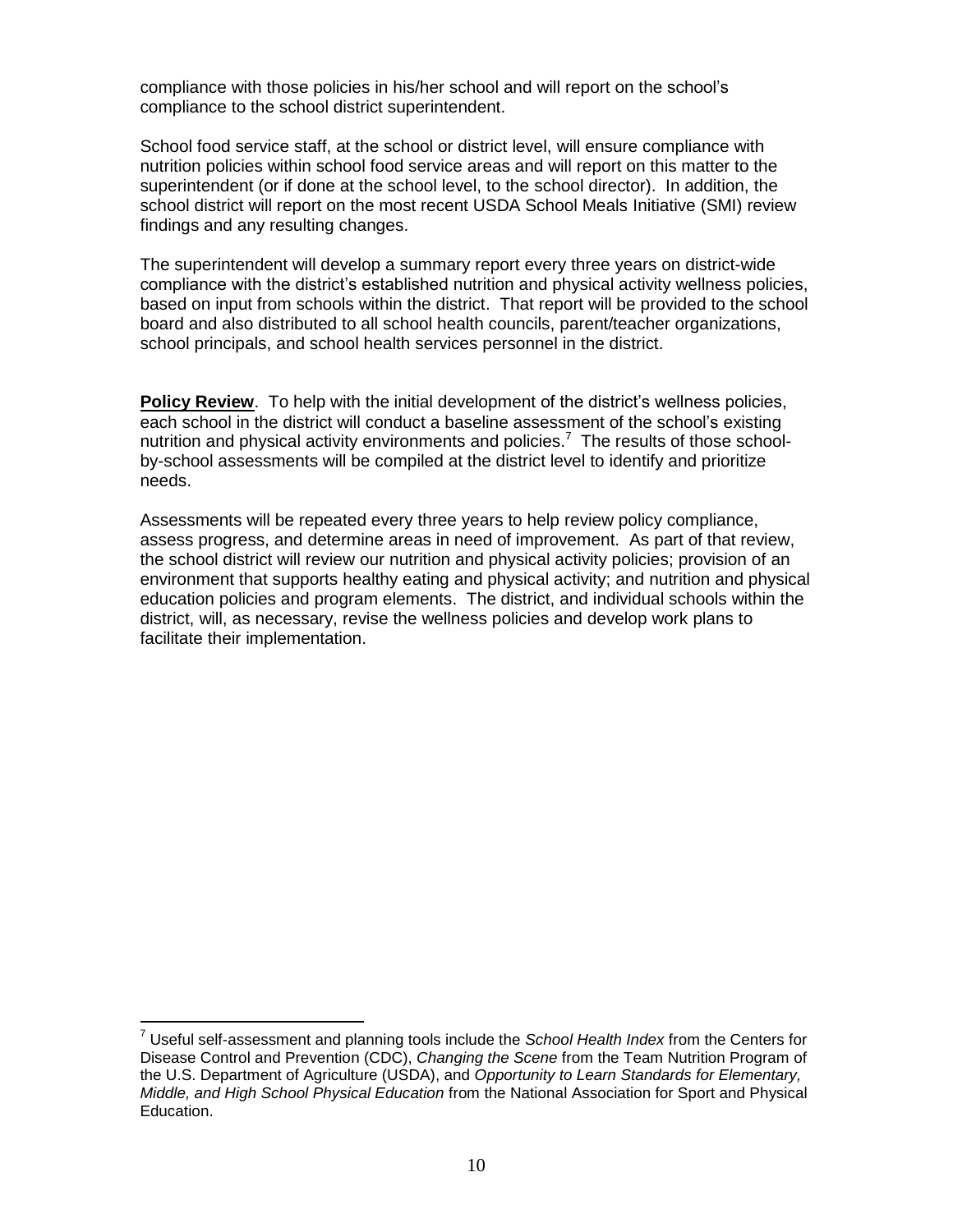compliance with those policies in his/her school and will report on the school's compliance to the school district superintendent.

School food service staff, at the school or district level, will ensure compliance with nutrition policies within school food service areas and will report on this matter to the superintendent (or if done at the school level, to the school director). In addition, the school district will report on the most recent USDA School Meals Initiative (SMI) review findings and any resulting changes.

The superintendent will develop a summary report every three years on district-wide compliance with the district's established nutrition and physical activity wellness policies, based on input from schools within the district. That report will be provided to the school board and also distributed to all school health councils, parent/teacher organizations, school principals, and school health services personnel in the district.

**Policy Review**. To help with the initial development of the district's wellness policies, each school in the district will conduct a baseline assessment of the school's existing nutrition and physical activity environments and policies.[7] The results of those school-by-school assessments will be compiled at the district level to identify and prioritize needs.

Assessments will be repeated every three years to help review policy compliance, assess progress, and determine areas in need of improvement. As part of that review, the school district will review our nutrition and physical activity policies; provision of an environment that supports healthy eating and physical activity; and nutrition and physical education policies and program elements. The district, and individual schools within the district, will, as necessary, revise the wellness policies and develop work plans to facilitate their implementation.

---

[7] Useful self-assessment and planning tools include the *School Health Index* from the Centers for Disease Control and Prevention (CDC), *Changing the Scene* from the Team Nutrition Program of the U.S. Department of Agriculture (USDA), and *Opportunity to Learn Standards for Elementary, Middle, and High School Physical Education* from the National Association for Sport and Physical Education.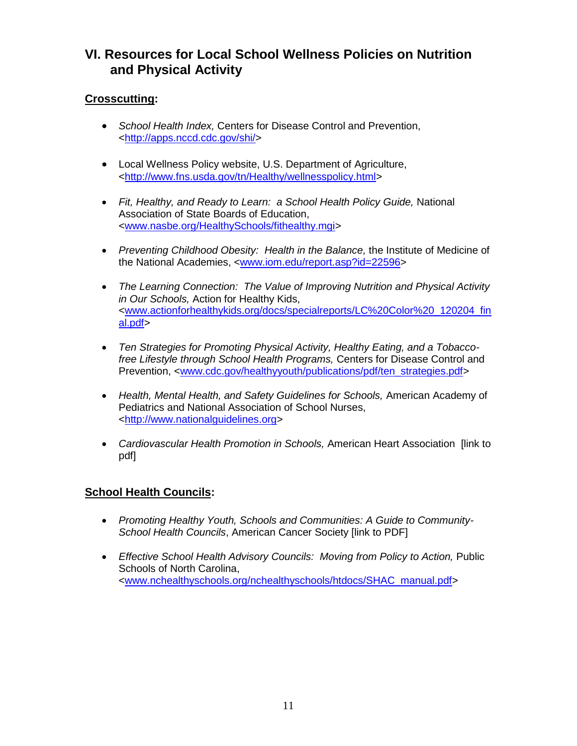## VI. Resources for Local School Wellness Policies on Nutrition and Physical Activity

**Crosscutting:**

- *School Health Index,* Centers for Disease Control and Prevention, <http://apps.nccd.cdc.gov/shi/>
- Local Wellness Policy website, U.S. Department of Agriculture, <http://www.fns.usda.gov/tn/Healthy/wellnesspolicy.html>
- *Fit, Healthy, and Ready to Learn: a School Health Policy Guide,* National Association of State Boards of Education, <www.nasbe.org/HealthySchools/fithealthy.mgi>
- *Preventing Childhood Obesity: Health in the Balance,* the Institute of Medicine of the National Academies, <www.iom.edu/report.asp?id=22596>
- *The Learning Connection: The Value of Improving Nutrition and Physical Activity in Our Schools,* Action for Healthy Kids, <www.actionforhealthykids.org/docs/specialreports/LC%20Color%20_120204_final.pdf>
- *Ten Strategies for Promoting Physical Activity, Healthy Eating, and a Tobacco-free Lifestyle through School Health Programs,* Centers for Disease Control and Prevention, <www.cdc.gov/healthyyouth/publications/pdf/ten_strategies.pdf>
- *Health, Mental Health, and Safety Guidelines for Schools,* American Academy of Pediatrics and National Association of School Nurses, <http://www.nationalguidelines.org>
- *Cardiovascular Health Promotion in Schools,* American Heart Association [link to pdf]

**School Health Councils:**

- *Promoting Healthy Youth, Schools and Communities: A Guide to Community-School Health Councils*, American Cancer Society [link to PDF]
- *Effective School Health Advisory Councils: Moving from Policy to Action,* Public Schools of North Carolina, <www.nchealthyschools.org/nchealthyschools/htdocs/SHAC_manual.pdf>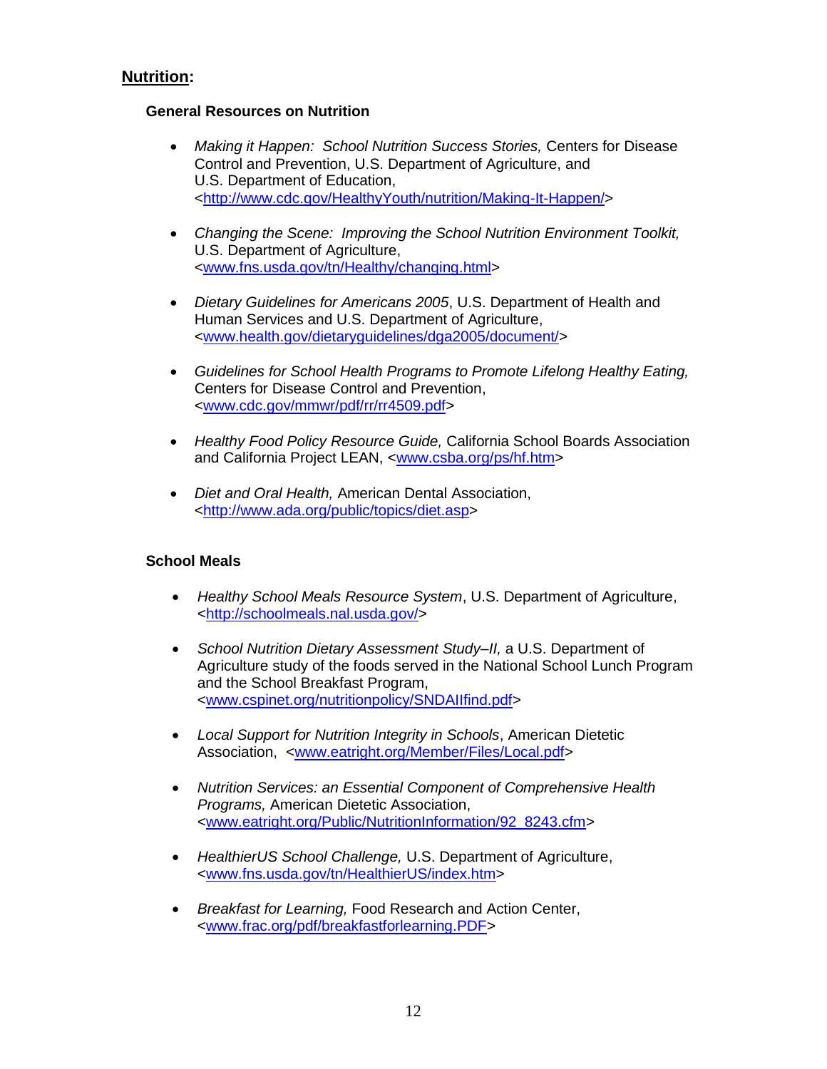## **Nutrition**:

### General Resources on Nutrition

- *Making it Happen: School Nutrition Success Stories,* Centers for Disease Control and Prevention, U.S. Department of Agriculture, and U.S. Department of Education, <http://www.cdc.gov/HealthyYouth/nutrition/Making-It-Happen/>

- *Changing the Scene: Improving the School Nutrition Environment Toolkit,* U.S. Department of Agriculture, <www.fns.usda.gov/tn/Healthy/changing.html>

- *Dietary Guidelines for Americans 2005*, U.S. Department of Health and Human Services and U.S. Department of Agriculture, <www.health.gov/dietaryguidelines/dga2005/document/>

- *Guidelines for School Health Programs to Promote Lifelong Healthy Eating,* Centers for Disease Control and Prevention, <www.cdc.gov/mmwr/pdf/rr/rr4509.pdf>

- *Healthy Food Policy Resource Guide,* California School Boards Association and California Project LEAN, <www.csba.org/ps/hf.htm>

- *Diet and Oral Health,* American Dental Association, <http://www.ada.org/public/topics/diet.asp>

### School Meals

- *Healthy School Meals Resource System*, U.S. Department of Agriculture, <http://schoolmeals.nal.usda.gov/>

- *School Nutrition Dietary Assessment Study–II,* a U.S. Department of Agriculture study of the foods served in the National School Lunch Program and the School Breakfast Program, <www.cspinet.org/nutritionpolicy/SNDAIIfind.pdf>

- *Local Support for Nutrition Integrity in Schools*, American Dietetic Association, <www.eatright.org/Member/Files/Local.pdf>

- *Nutrition Services: an Essential Component of Comprehensive Health Programs,* American Dietetic Association, <www.eatright.org/Public/NutritionInformation/92_8243.cfm>

- *HealthierUS School Challenge,* U.S. Department of Agriculture, <www.fns.usda.gov/tn/HealthierUS/index.htm>

- *Breakfast for Learning,* Food Research and Action Center, <www.frac.org/pdf/breakfastforlearning.PDF>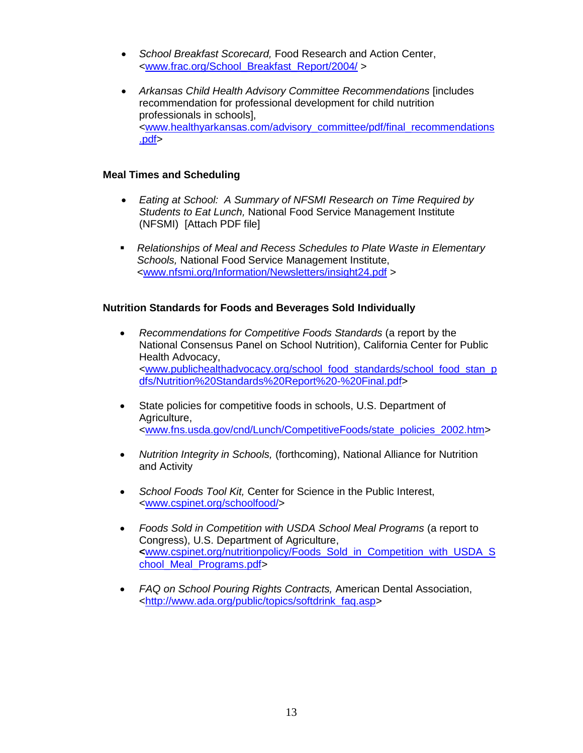- *School Breakfast Scorecard,* Food Research and Action Center, <www.frac.org/School_Breakfast_Report/2004/ >

- *Arkansas Child Health Advisory Committee Recommendations* [includes recommendation for professional development for child nutrition professionals in schools], <www.healthyarkansas.com/advisory_committee/pdf/final_recommendations.pdf>

**Meal Times and Scheduling**

- *Eating at School: A Summary of NFSMI Research on Time Required by Students to Eat Lunch,* National Food Service Management Institute (NFSMI) [Attach PDF file]

- *Relationships of Meal and Recess Schedules to Plate Waste in Elementary Schools,* National Food Service Management Institute, <www.nfsmi.org/Information/Newsletters/insight24.pdf >

**Nutrition Standards for Foods and Beverages Sold Individually**

- *Recommendations for Competitive Foods Standards* (a report by the National Consensus Panel on School Nutrition), California Center for Public Health Advocacy, <www.publichealthadvocacy.org/school_food_standards/school_food_stan_pdfs/Nutrition%20Standards%20Report%20-%20Final.pdf>

- State policies for competitive foods in schools, U.S. Department of Agriculture, <www.fns.usda.gov/cnd/Lunch/CompetitiveFoods/state_policies_2002.htm>

- *Nutrition Integrity in Schools,* (forthcoming), National Alliance for Nutrition and Activity

- *School Foods Tool Kit,* Center for Science in the Public Interest, <www.cspinet.org/schoolfood/>

- *Foods Sold in Competition with USDA School Meal Programs* (a report to Congress), U.S. Department of Agriculture, <www.cspinet.org/nutritionpolicy/Foods_Sold_in_Competition_with_USDA_School_Meal_Programs.pdf>

- *FAQ on School Pouring Rights Contracts,* American Dental Association, <http://www.ada.org/public/topics/softdrink_faq.asp>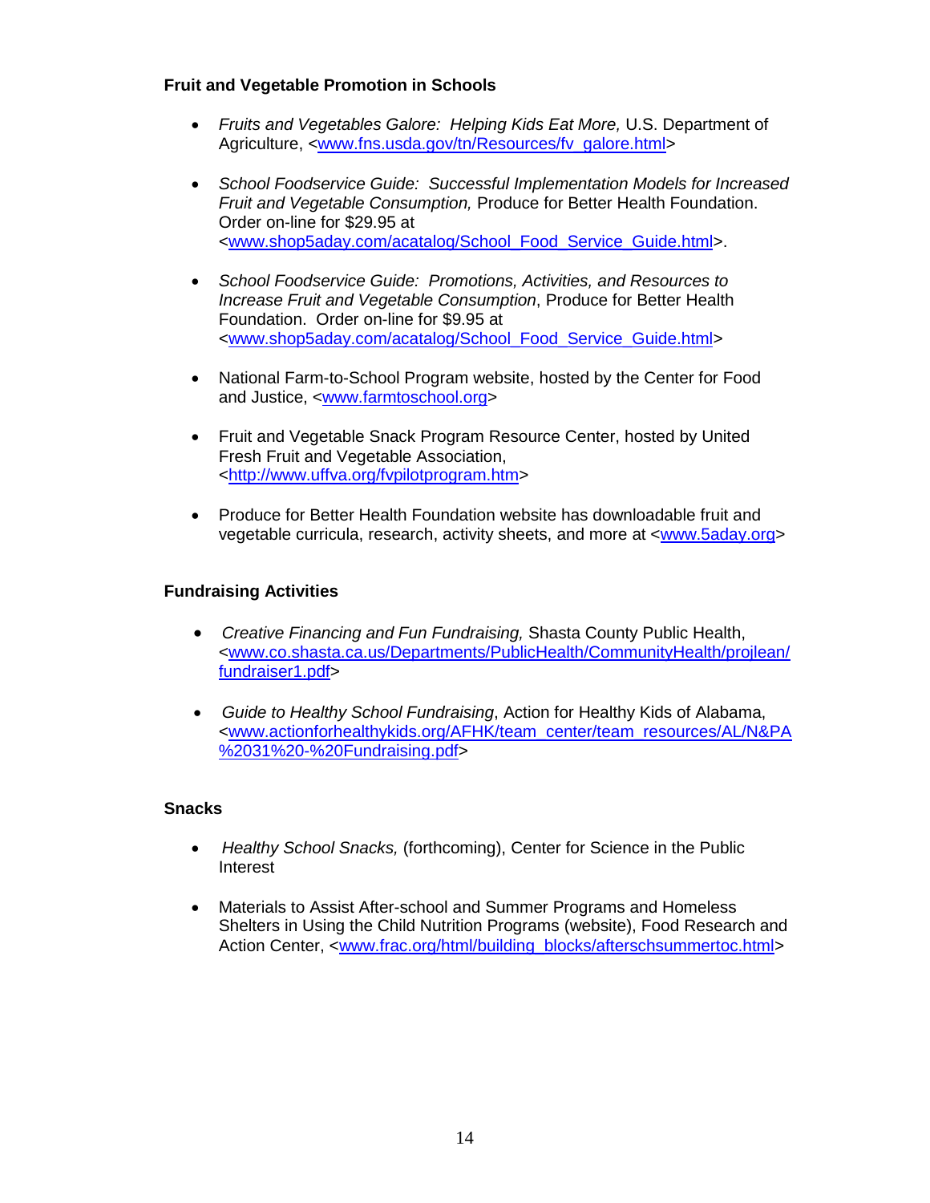### Fruit and Vegetable Promotion in Schools

- *Fruits and Vegetables Galore: Helping Kids Eat More,* U.S. Department of Agriculture, <www.fns.usda.gov/tn/Resources/fv_galore.html>
- *School Foodservice Guide: Successful Implementation Models for Increased Fruit and Vegetable Consumption,* Produce for Better Health Foundation. Order on-line for $29.95 at <www.shop5aday.com/acatalog/School_Food_Service_Guide.html>.
- *School Foodservice Guide: Promotions, Activities, and Resources to Increase Fruit and Vegetable Consumption*, Produce for Better Health Foundation. Order on-line for $9.95 at <www.shop5aday.com/acatalog/School_Food_Service_Guide.html>
- National Farm-to-School Program website, hosted by the Center for Food and Justice, <www.farmtoschool.org>
- Fruit and Vegetable Snack Program Resource Center, hosted by United Fresh Fruit and Vegetable Association, <http://www.uffva.org/fvpilotprogram.htm>
- Produce for Better Health Foundation website has downloadable fruit and vegetable curricula, research, activity sheets, and more at <www.5aday.org>

### Fundraising Activities

- *Creative Financing and Fun Fundraising,* Shasta County Public Health, <www.co.shasta.ca.us/Departments/PublicHealth/CommunityHealth/projlean/fundraiser1.pdf>
- *Guide to Healthy School Fundraising*, Action for Healthy Kids of Alabama, <www.actionforhealthykids.org/AFHK/team_center/team_resources/AL/N&PA%2031%20-%20Fundraising.pdf>

### Snacks

- *Healthy School Snacks,* (forthcoming), Center for Science in the Public Interest
- Materials to Assist After-school and Summer Programs and Homeless Shelters in Using the Child Nutrition Programs (website), Food Research and Action Center, <www.frac.org/html/building_blocks/afterschsummertoc.html>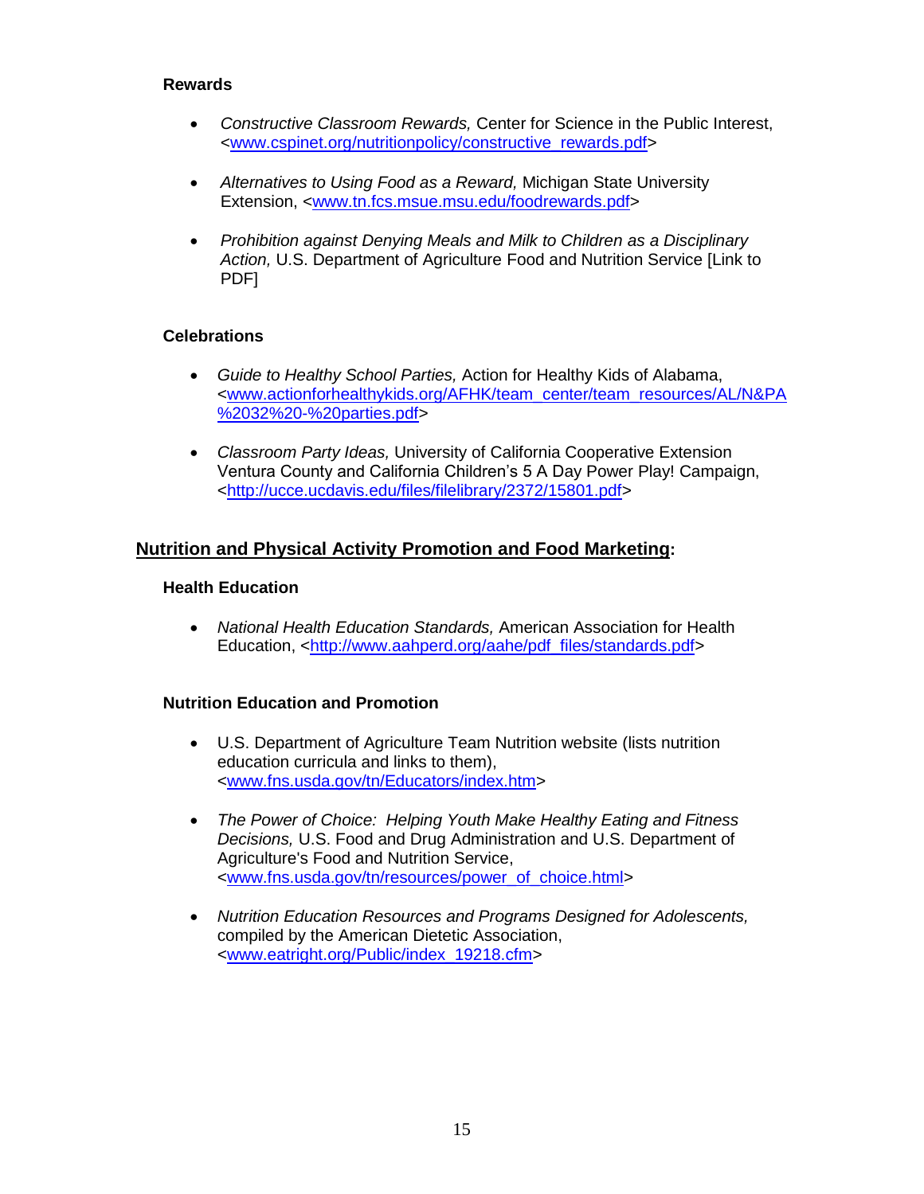### Rewards

- *Constructive Classroom Rewards,* Center for Science in the Public Interest, <www.cspinet.org/nutritionpolicy/constructive_rewards.pdf>

- *Alternatives to Using Food as a Reward,* Michigan State University Extension, <www.tn.fcs.msue.msu.edu/foodrewards.pdf>

- *Prohibition against Denying Meals and Milk to Children as a Disciplinary Action,* U.S. Department of Agriculture Food and Nutrition Service [Link to PDF]

### Celebrations

- *Guide to Healthy School Parties,* Action for Healthy Kids of Alabama, <www.actionforhealthykids.org/AFHK/team_center/team_resources/AL/N&PA%2032%20-%20parties.pdf>

- *Classroom Party Ideas,* University of California Cooperative Extension Ventura County and California Children's 5 A Day Power Play! Campaign, <http://ucce.ucdavis.edu/files/filelibrary/2372/15801.pdf>

## Nutrition and Physical Activity Promotion and Food Marketing:

### Health Education

- *National Health Education Standards,* American Association for Health Education, <http://www.aahperd.org/aahe/pdf_files/standards.pdf>

### Nutrition Education and Promotion

- U.S. Department of Agriculture Team Nutrition website (lists nutrition education curricula and links to them), <www.fns.usda.gov/tn/Educators/index.htm>

- *The Power of Choice: Helping Youth Make Healthy Eating and Fitness Decisions,* U.S. Food and Drug Administration and U.S. Department of Agriculture's Food and Nutrition Service, <www.fns.usda.gov/tn/resources/power_of_choice.html>

- *Nutrition Education Resources and Programs Designed for Adolescents,* compiled by the American Dietetic Association, <www.eatright.org/Public/index_19218.cfm>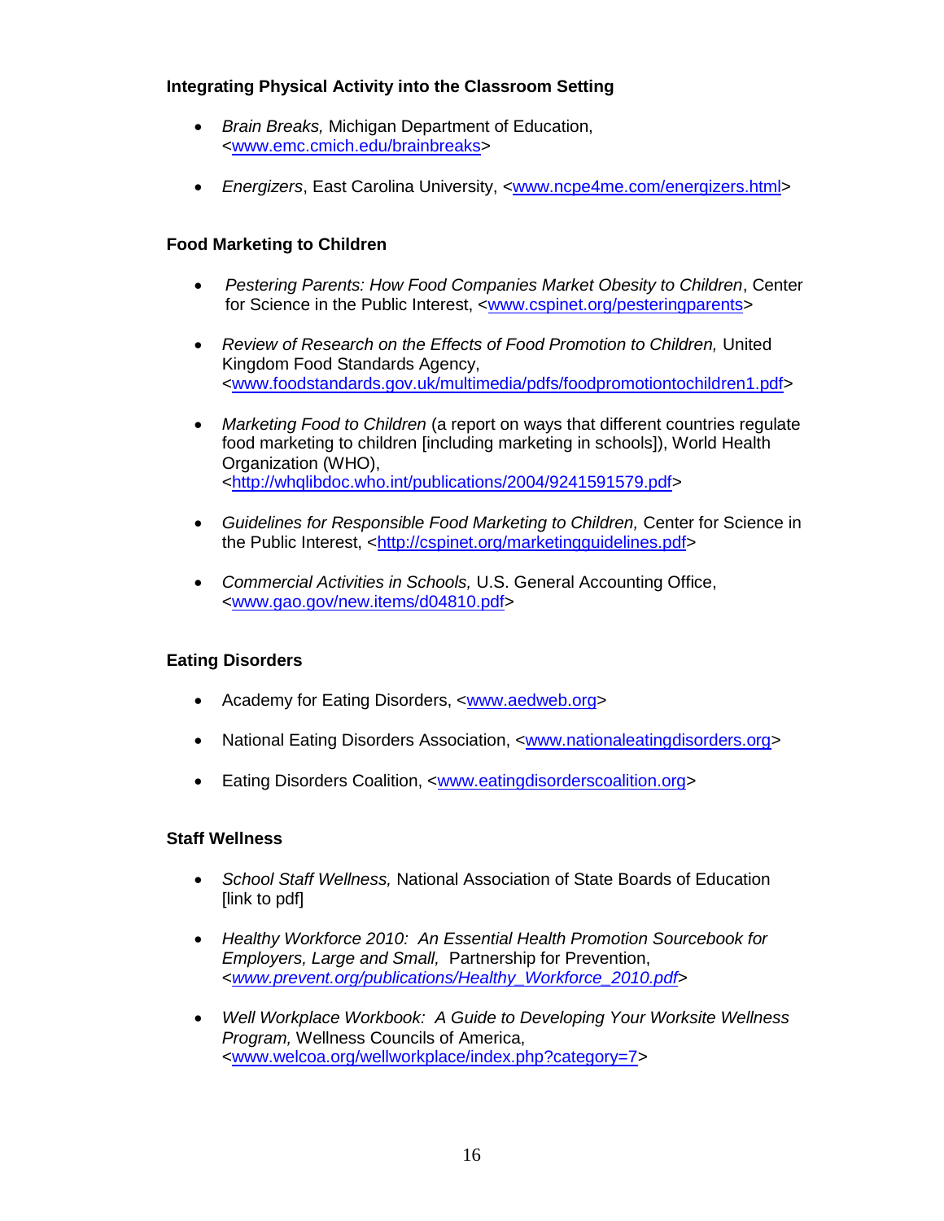### Integrating Physical Activity into the Classroom Setting

- *Brain Breaks,* Michigan Department of Education, <www.emc.cmich.edu/brainbreaks>
- *Energizers*, East Carolina University, <www.ncpe4me.com/energizers.html>

### Food Marketing to Children

- *Pestering Parents: How Food Companies Market Obesity to Children*, Center for Science in the Public Interest, <www.cspinet.org/pesteringparents>
- *Review of Research on the Effects of Food Promotion to Children,* United Kingdom Food Standards Agency, <www.foodstandards.gov.uk/multimedia/pdfs/foodpromotiontochildren1.pdf>
- *Marketing Food to Children* (a report on ways that different countries regulate food marketing to children [including marketing in schools]), World Health Organization (WHO), <http://whqlibdoc.who.int/publications/2004/9241591579.pdf>
- *Guidelines for Responsible Food Marketing to Children,* Center for Science in the Public Interest, <http://cspinet.org/marketingguidelines.pdf>
- *Commercial Activities in Schools,* U.S. General Accounting Office, <www.gao.gov/new.items/d04810.pdf>

### Eating Disorders

- Academy for Eating Disorders, <www.aedweb.org>
- National Eating Disorders Association, <www.nationaleatingdisorders.org>
- Eating Disorders Coalition, <www.eatingdisorderscoalition.org>

### Staff Wellness

- *School Staff Wellness,* National Association of State Boards of Education [link to pdf]
- *Healthy Workforce 2010: An Essential Health Promotion Sourcebook for Employers, Large and Small,* Partnership for Prevention, <*www.prevent.org/publications/Healthy_Workforce_2010.pdf*>
- *Well Workplace Workbook: A Guide to Developing Your Worksite Wellness Program,* Wellness Councils of America, <www.welcoa.org/wellworkplace/index.php?category=7>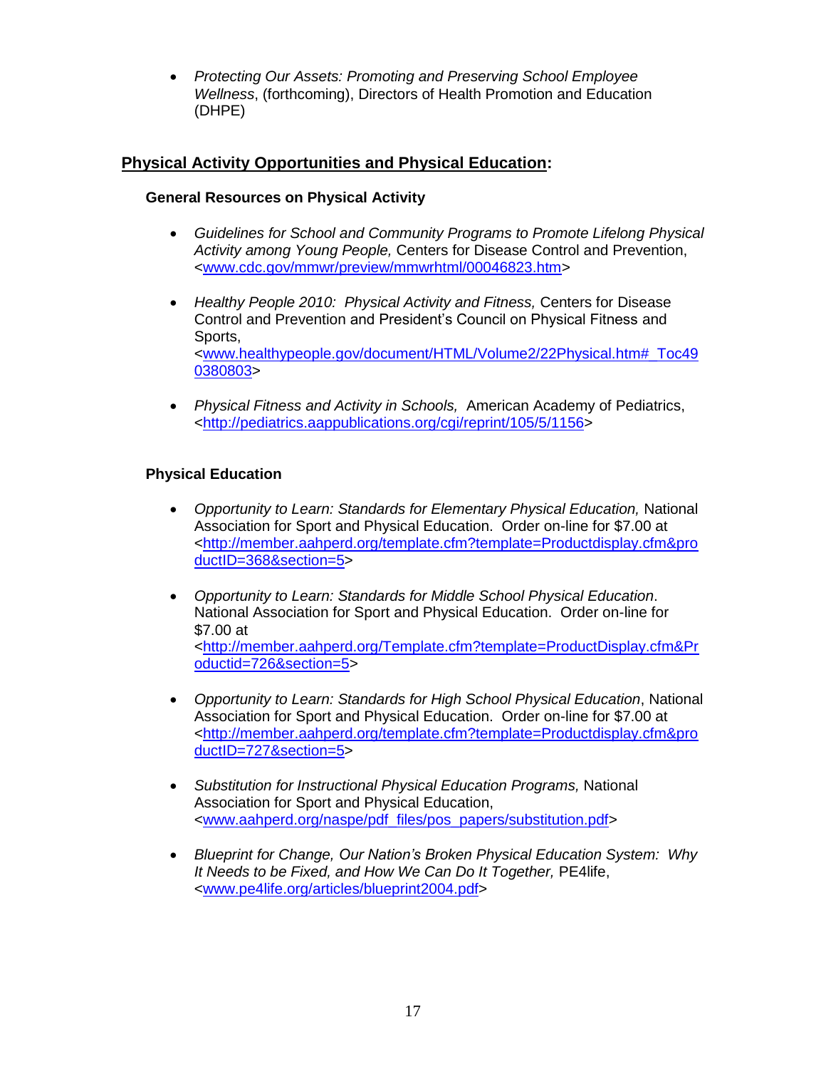- *Protecting Our Assets: Promoting and Preserving School Employee Wellness*, (forthcoming), Directors of Health Promotion and Education (DHPE)

## Physical Activity Opportunities and Physical Education:

### General Resources on Physical Activity

- *Guidelines for School and Community Programs to Promote Lifelong Physical Activity among Young People,* Centers for Disease Control and Prevention, <www.cdc.gov/mmwr/preview/mmwrhtml/00046823.htm>

- *Healthy People 2010: Physical Activity and Fitness,* Centers for Disease Control and Prevention and President's Council on Physical Fitness and Sports, <www.healthypeople.gov/document/HTML/Volume2/22Physical.htm#_Toc490380803>

- *Physical Fitness and Activity in Schools,* American Academy of Pediatrics, <http://pediatrics.aappublications.org/cgi/reprint/105/5/1156>

### Physical Education

- *Opportunity to Learn: Standards for Elementary Physical Education,* National Association for Sport and Physical Education. Order on-line for $7.00 at <http://member.aahperd.org/template.cfm?template=Productdisplay.cfm&productID=368&section=5>

- *Opportunity to Learn: Standards for Middle School Physical Education*. National Association for Sport and Physical Education. Order on-line for $7.00 at <http://member.aahperd.org/Template.cfm?template=ProductDisplay.cfm&Productid=726&section=5>

- *Opportunity to Learn: Standards for High School Physical Education*, National Association for Sport and Physical Education. Order on-line for $7.00 at <http://member.aahperd.org/template.cfm?template=Productdisplay.cfm&productID=727&section=5>

- *Substitution for Instructional Physical Education Programs,* National Association for Sport and Physical Education, <www.aahperd.org/naspe/pdf_files/pos_papers/substitution.pdf>

- *Blueprint for Change, Our Nation's Broken Physical Education System: Why It Needs to be Fixed, and How We Can Do It Together,* PE4life, <www.pe4life.org/articles/blueprint2004.pdf>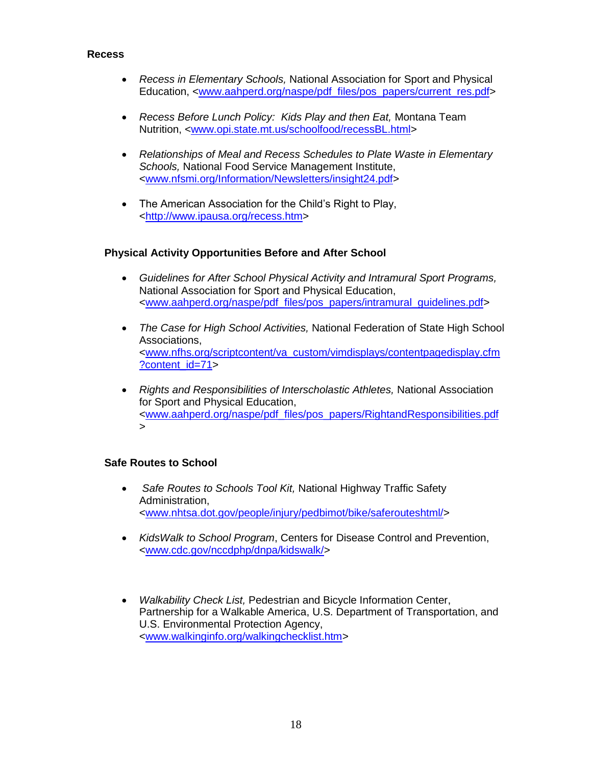**Recess**

- *Recess in Elementary Schools,* National Association for Sport and Physical Education, <www.aahperd.org/naspe/pdf_files/pos_papers/current_res.pdf>

- *Recess Before Lunch Policy: Kids Play and then Eat,* Montana Team Nutrition, <www.opi.state.mt.us/schoolfood/recessBL.html>

- *Relationships of Meal and Recess Schedules to Plate Waste in Elementary Schools,* National Food Service Management Institute, <www.nfsmi.org/Information/Newsletters/insight24.pdf>

- The American Association for the Child's Right to Play, <http://www.ipausa.org/recess.htm>

**Physical Activity Opportunities Before and After School**

- *Guidelines for After School Physical Activity and Intramural Sport Programs,* National Association for Sport and Physical Education, <www.aahperd.org/naspe/pdf_files/pos_papers/intramural_guidelines.pdf>

- *The Case for High School Activities,* National Federation of State High School Associations, <www.nfhs.org/scriptcontent/va_custom/vimdisplays/contentpagedisplay.cfm?content_id=71>

- *Rights and Responsibilities of Interscholastic Athletes,* National Association for Sport and Physical Education, <www.aahperd.org/naspe/pdf_files/pos_papers/RightandResponsibilities.pdf>

**Safe Routes to School**

- *Safe Routes to Schools Tool Kit,* National Highway Traffic Safety Administration, <www.nhtsa.dot.gov/people/injury/pedbimot/bike/saferouteshtml/>

- *KidsWalk to School Program*, Centers for Disease Control and Prevention, <www.cdc.gov/nccdphp/dnpa/kidswalk/>

- *Walkability Check List,* Pedestrian and Bicycle Information Center, Partnership for a Walkable America, U.S. Department of Transportation, and U.S. Environmental Protection Agency, <www.walkinginfo.org/walkingchecklist.htm>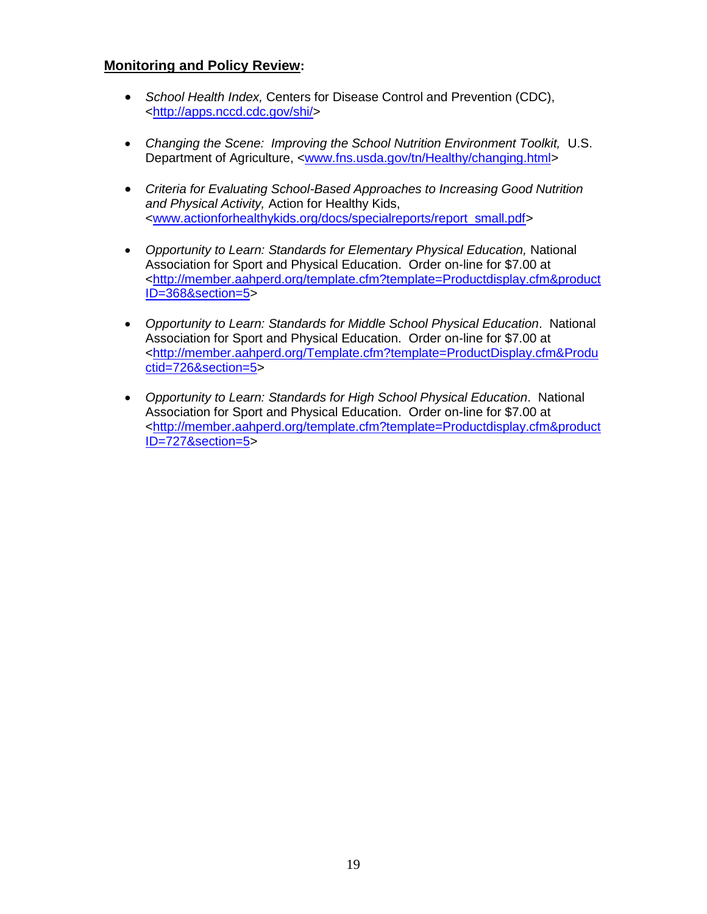**<u>Monitoring and Policy Review</u>:**

- *School Health Index,* Centers for Disease Control and Prevention (CDC), <http://apps.nccd.cdc.gov/shi/>

- *Changing the Scene: Improving the School Nutrition Environment Toolkit,* U.S. Department of Agriculture, <www.fns.usda.gov/tn/Healthy/changing.html>

- *Criteria for Evaluating School-Based Approaches to Increasing Good Nutrition and Physical Activity,* Action for Healthy Kids, <www.actionforhealthykids.org/docs/specialreports/report_small.pdf>

- *Opportunity to Learn: Standards for Elementary Physical Education,* National Association for Sport and Physical Education. Order on-line for $7.00 at <http://member.aahperd.org/template.cfm?template=Productdisplay.cfm&productID=368&section=5>

- *Opportunity to Learn: Standards for Middle School Physical Education*. National Association for Sport and Physical Education. Order on-line for $7.00 at <http://member.aahperd.org/Template.cfm?template=ProductDisplay.cfm&Productid=726&section=5>

- *Opportunity to Learn: Standards for High School Physical Education*. National Association for Sport and Physical Education. Order on-line for $7.00 at <http://member.aahperd.org/template.cfm?template=Productdisplay.cfm&productID=727&section=5>